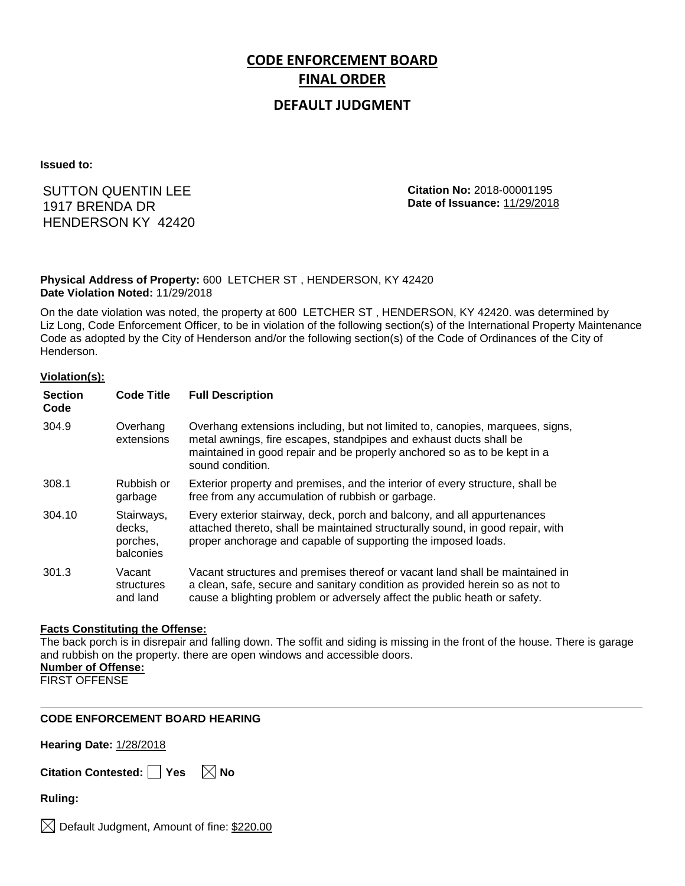# CODE ENFORCEMENT BOARD

# FINAL ORDER

## DEFAULT JUDGMENT

**Issued to:**

SUTTON QUENTIN LEE
1917 BRENDA DR
HENDERSON KY 42420

**Citation No:** 2018-00001195
**Date of Issuance:** 11/29/2018

**Physical Address of Property:** 600 LETCHER ST , HENDERSON, KY 42420
**Date Violation Noted:** 11/29/2018

On the date violation was noted, the property at 600 LETCHER ST , HENDERSON, KY 42420. was determined by Liz Long, Code Enforcement Officer, to be in violation of the following section(s) of the International Property Maintenance Code as adopted by the City of Henderson and/or the following section(s) of the Code of Ordinances of the City of Henderson.

**Violation(s):**

| Section Code | Code Title | Full Description |
|---|---|---|
| 304.9 | Overhang extensions | Overhang extensions including, but not limited to, canopies, marquees, signs, metal awnings, fire escapes, standpipes and exhaust ducts shall be maintained in good repair and be properly anchored so as to be kept in a sound condition. |
| 308.1 | Rubbish or garbage | Exterior property and premises, and the interior of every structure, shall be free from any accumulation of rubbish or garbage. |
| 304.10 | Stairways, decks, porches, balconies | Every exterior stairway, deck, porch and balcony, and all appurtenances attached thereto, shall be maintained structurally sound, in good repair, with proper anchorage and capable of supporting the imposed loads. |
| 301.3 | Vacant structures and land | Vacant structures and premises thereof or vacant land shall be maintained in a clean, safe, secure and sanitary condition as provided herein so as not to cause a blighting problem or adversely affect the public heath or safety. |

**Facts Constituting the Offense:**
The back porch is in disrepair and falling down. The soffit and siding is missing in the front of the house. There is garage and rubbish on the property. there are open windows and accessible doors.
**Number of Offense:**
FIRST OFFENSE

---

**CODE ENFORCEMENT BOARD HEARING**

**Hearing Date:** 1/28/2018

**Citation Contested:** ☐ Yes ☒ No

**Ruling:**

☒ Default Judgment, Amount of fine: $220.00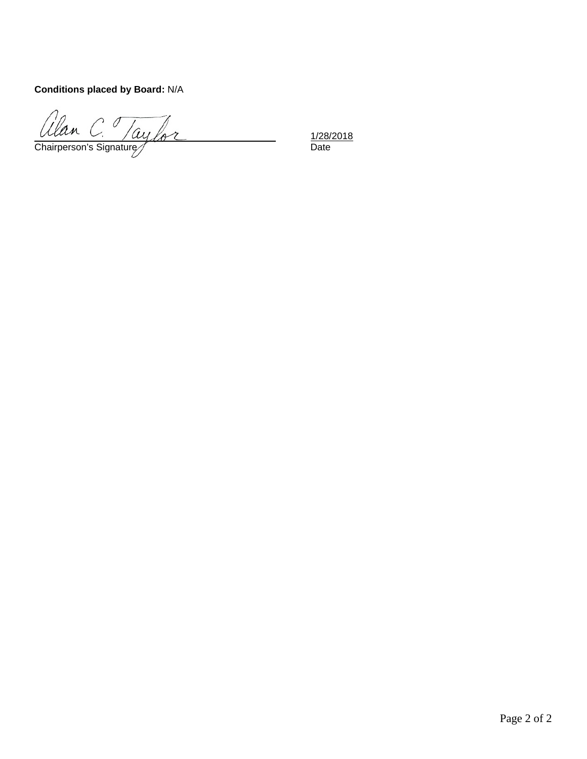**Conditions placed by Board:** N/A

Alan C. Taylor
Chairperson's Signature

1/28/2018
Date